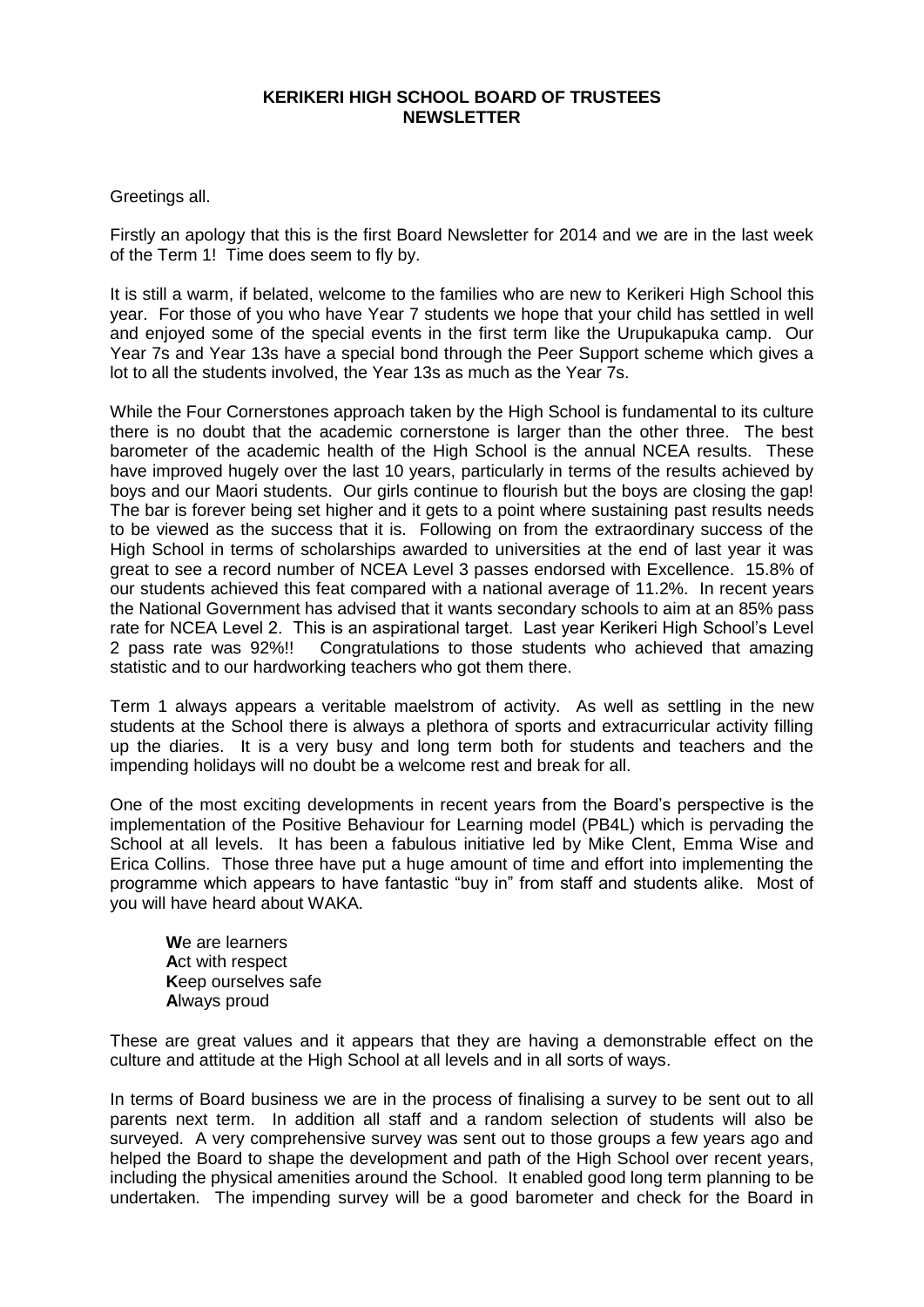# KERIKERI HIGH SCHOOL BOARD OF TRUSTEES NEWSLETTER

Greetings all.

Firstly an apology that this is the first Board Newsletter for 2014 and we are in the last week of the Term 1! Time does seem to fly by.

It is still a warm, if belated, welcome to the families who are new to Kerikeri High School this year. For those of you who have Year 7 students we hope that your child has settled in well and enjoyed some of the special events in the first term like the Urupukapuka camp. Our Year 7s and Year 13s have a special bond through the Peer Support scheme which gives a lot to all the students involved, the Year 13s as much as the Year 7s.

While the Four Cornerstones approach taken by the High School is fundamental to its culture there is no doubt that the academic cornerstone is larger than the other three. The best barometer of the academic health of the High School is the annual NCEA results. These have improved hugely over the last 10 years, particularly in terms of the results achieved by boys and our Maori students. Our girls continue to flourish but the boys are closing the gap! The bar is forever being set higher and it gets to a point where sustaining past results needs to be viewed as the success that it is. Following on from the extraordinary success of the High School in terms of scholarships awarded to universities at the end of last year it was great to see a record number of NCEA Level 3 passes endorsed with Excellence. 15.8% of our students achieved this feat compared with a national average of 11.2%. In recent years the National Government has advised that it wants secondary schools to aim at an 85% pass rate for NCEA Level 2. This is an aspirational target. Last year Kerikeri High School's Level 2 pass rate was 92%!! Congratulations to those students who achieved that amazing statistic and to our hardworking teachers who got them there.

Term 1 always appears a veritable maelstrom of activity. As well as settling in the new students at the School there is always a plethora of sports and extracurricular activity filling up the diaries. It is a very busy and long term both for students and teachers and the impending holidays will no doubt be a welcome rest and break for all.

One of the most exciting developments in recent years from the Board's perspective is the implementation of the Positive Behaviour for Learning model (PB4L) which is pervading the School at all levels. It has been a fabulous initiative led by Mike Clent, Emma Wise and Erica Collins. Those three have put a huge amount of time and effort into implementing the programme which appears to have fantastic "buy in" from staff and students alike. Most of you will have heard about WAKA.

> **W**e are learners
> **A**ct with respect
> **K**eep ourselves safe
> **A**lways proud

These are great values and it appears that they are having a demonstrable effect on the culture and attitude at the High School at all levels and in all sorts of ways.

In terms of Board business we are in the process of finalising a survey to be sent out to all parents next term. In addition all staff and a random selection of students will also be surveyed. A very comprehensive survey was sent out to those groups a few years ago and helped the Board to shape the development and path of the High School over recent years, including the physical amenities around the School. It enabled good long term planning to be undertaken. The impending survey will be a good barometer and check for the Board in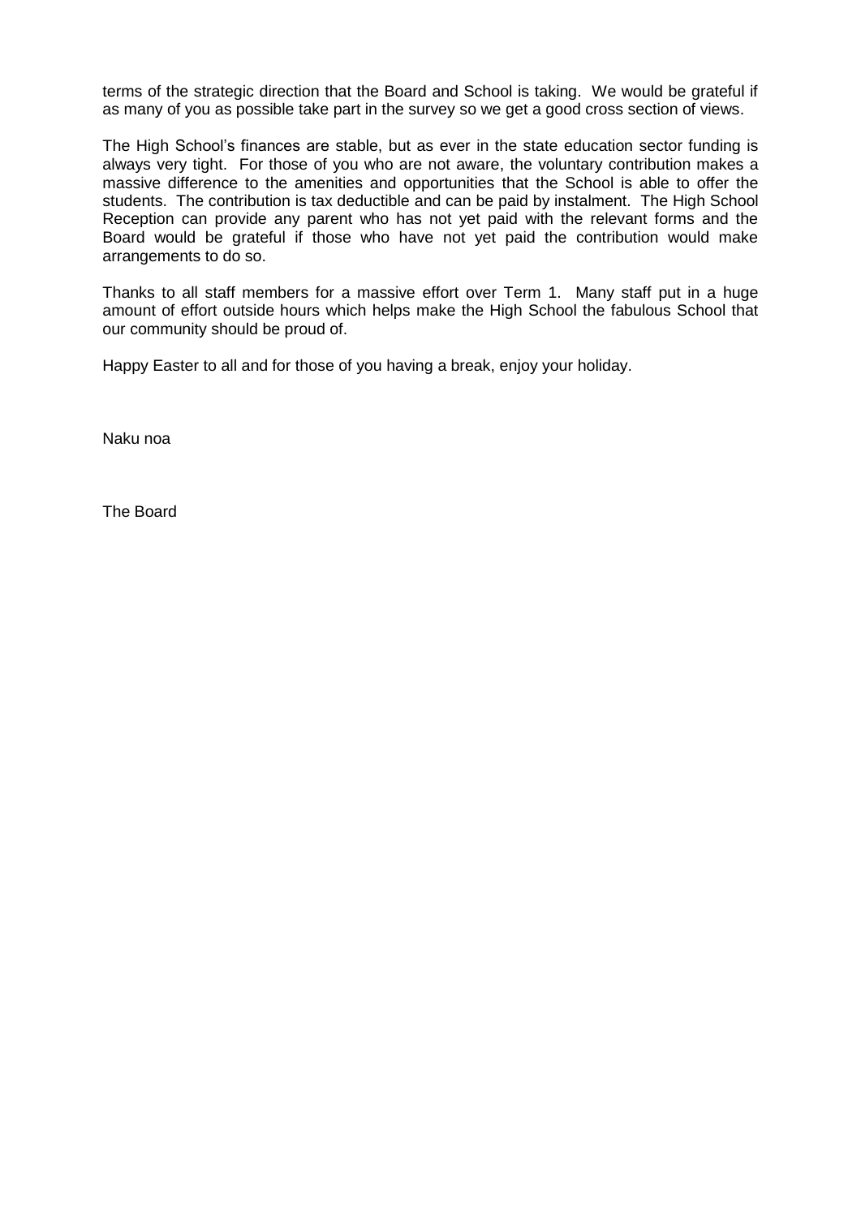terms of the strategic direction that the Board and School is taking. We would be grateful if as many of you as possible take part in the survey so we get a good cross section of views.

The High School's finances are stable, but as ever in the state education sector funding is always very tight. For those of you who are not aware, the voluntary contribution makes a massive difference to the amenities and opportunities that the School is able to offer the students. The contribution is tax deductible and can be paid by instalment. The High School Reception can provide any parent who has not yet paid with the relevant forms and the Board would be grateful if those who have not yet paid the contribution would make arrangements to do so.

Thanks to all staff members for a massive effort over Term 1. Many staff put in a huge amount of effort outside hours which helps make the High School the fabulous School that our community should be proud of.

Happy Easter to all and for those of you having a break, enjoy your holiday.

Naku noa

The Board